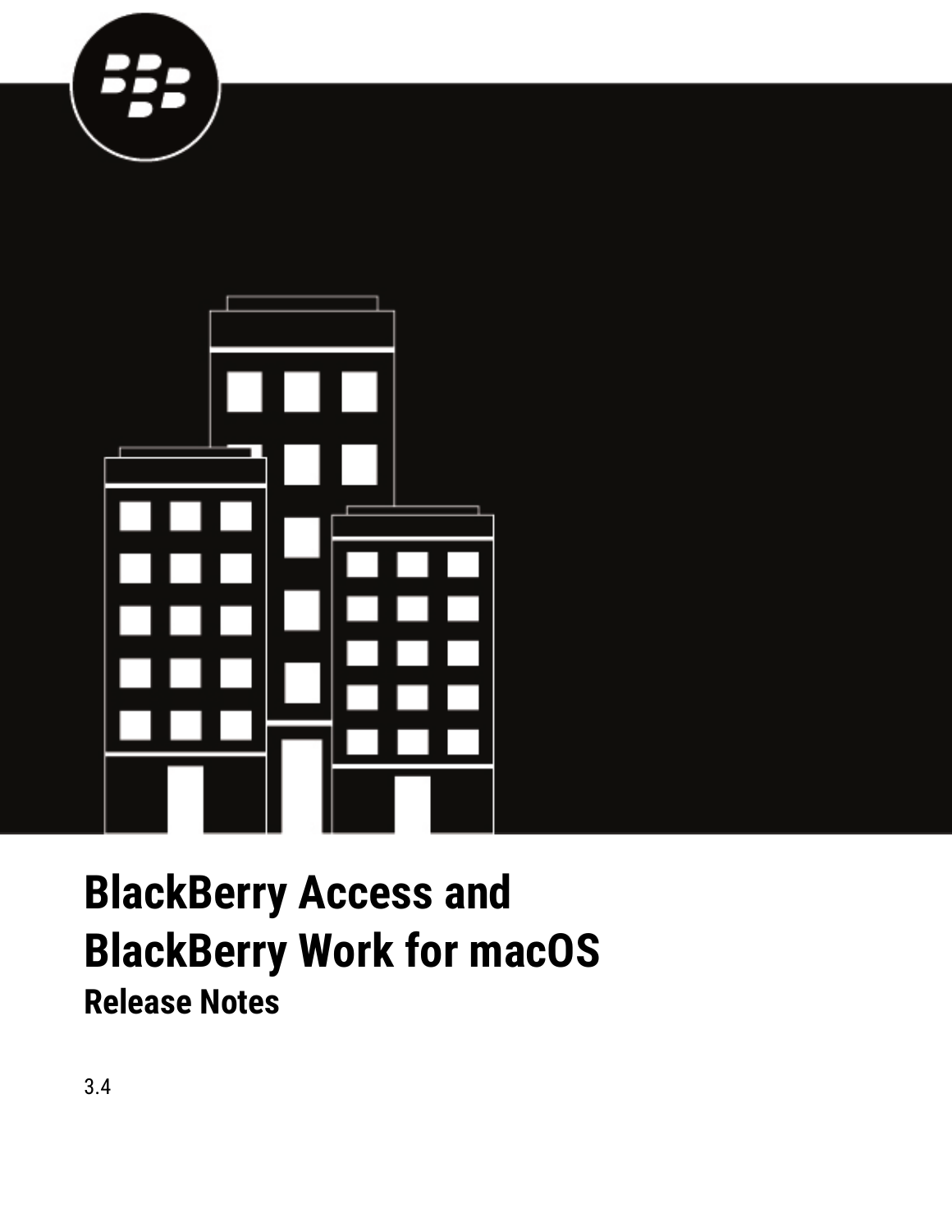# BlackBerry Access and BlackBerry Work for macOS

## Release Notes

3.4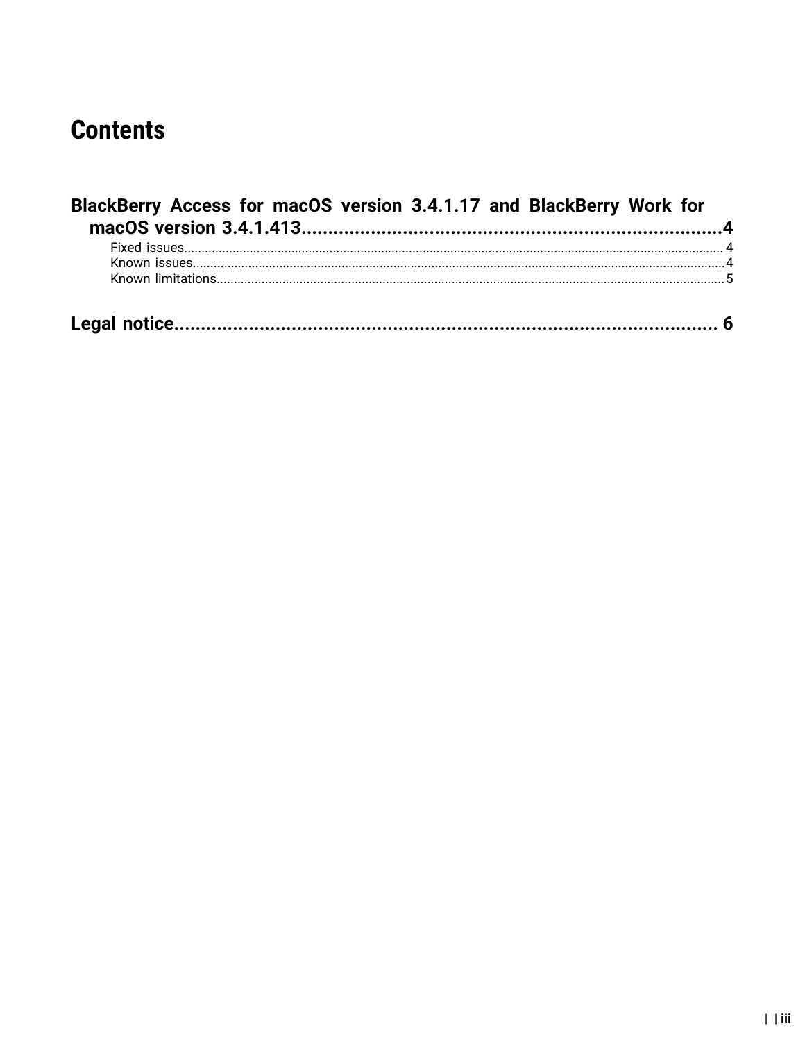# Contents

**BlackBerry Access for macOS version 3.4.1.17 and BlackBerry Work for macOS version 3.4.1.413....................4**

- Fixed issues.................... 4
- Known issues....................4
- Known limitations....................5

**Legal notice.................... 6**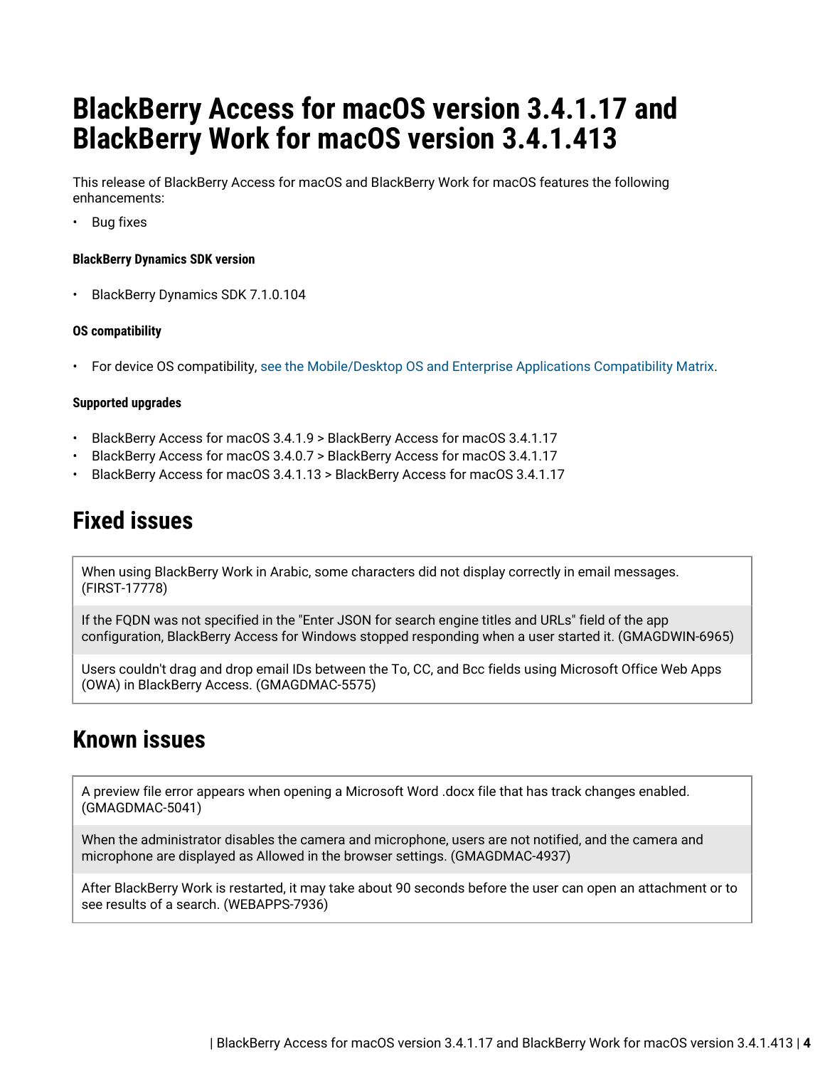# BlackBerry Access for macOS version 3.4.1.17 and BlackBerry Work for macOS version 3.4.1.413

This release of BlackBerry Access for macOS and BlackBerry Work for macOS features the following enhancements:

- Bug fixes

#### BlackBerry Dynamics SDK version

- BlackBerry Dynamics SDK 7.1.0.104

#### OS compatibility

- For device OS compatibility, see the Mobile/Desktop OS and Enterprise Applications Compatibility Matrix.

#### Supported upgrades

- BlackBerry Access for macOS 3.4.1.9 > BlackBerry Access for macOS 3.4.1.17
- BlackBerry Access for macOS 3.4.0.7 > BlackBerry Access for macOS 3.4.1.17
- BlackBerry Access for macOS 3.4.1.13 > BlackBerry Access for macOS 3.4.1.17

## Fixed issues

| |
|---|
| When using BlackBerry Work in Arabic, some characters did not display correctly in email messages. (FIRST-17778) |
| If the FQDN was not specified in the "Enter JSON for search engine titles and URLs" field of the app configuration, BlackBerry Access for Windows stopped responding when a user started it. (GMAGDWIN-6965) |
| Users couldn't drag and drop email IDs between the To, CC, and Bcc fields using Microsoft Office Web Apps (OWA) in BlackBerry Access. (GMAGDMAC-5575) |

## Known issues

| |
|---|
| A preview file error appears when opening a Microsoft Word .docx file that has track changes enabled. (GMAGDMAC-5041) |
| When the administrator disables the camera and microphone, users are not notified, and the camera and microphone are displayed as Allowed in the browser settings. (GMAGDMAC-4937) |
| After BlackBerry Work is restarted, it may take about 90 seconds before the user can open an attachment or to see results of a search. (WEBAPPS-7936) |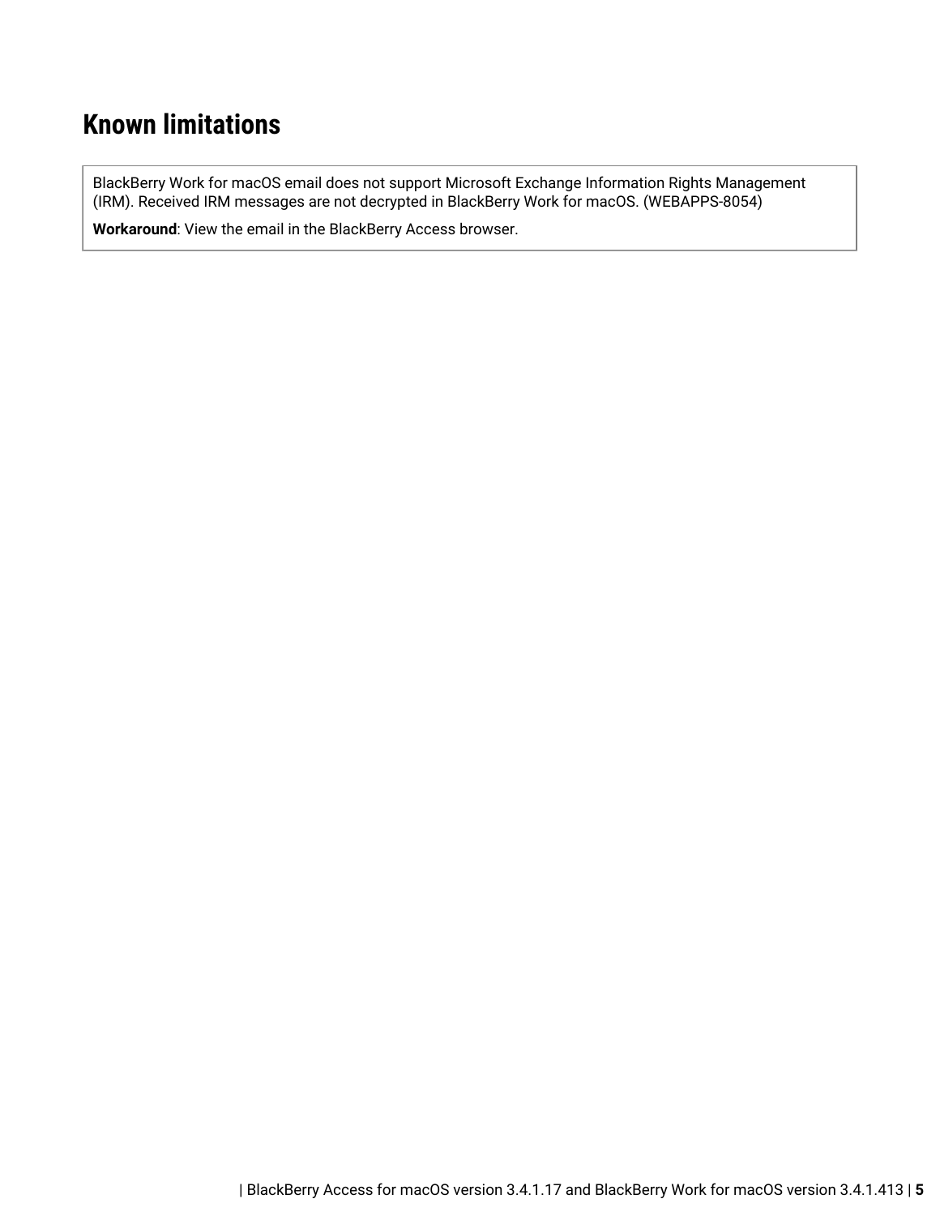# Known limitations

| |
|---|
| BlackBerry Work for macOS email does not support Microsoft Exchange Information Rights Management (IRM). Received IRM messages are not decrypted in BlackBerry Work for macOS. (WEBAPPS-8054)<br><br>**Workaround**: View the email in the BlackBerry Access browser. |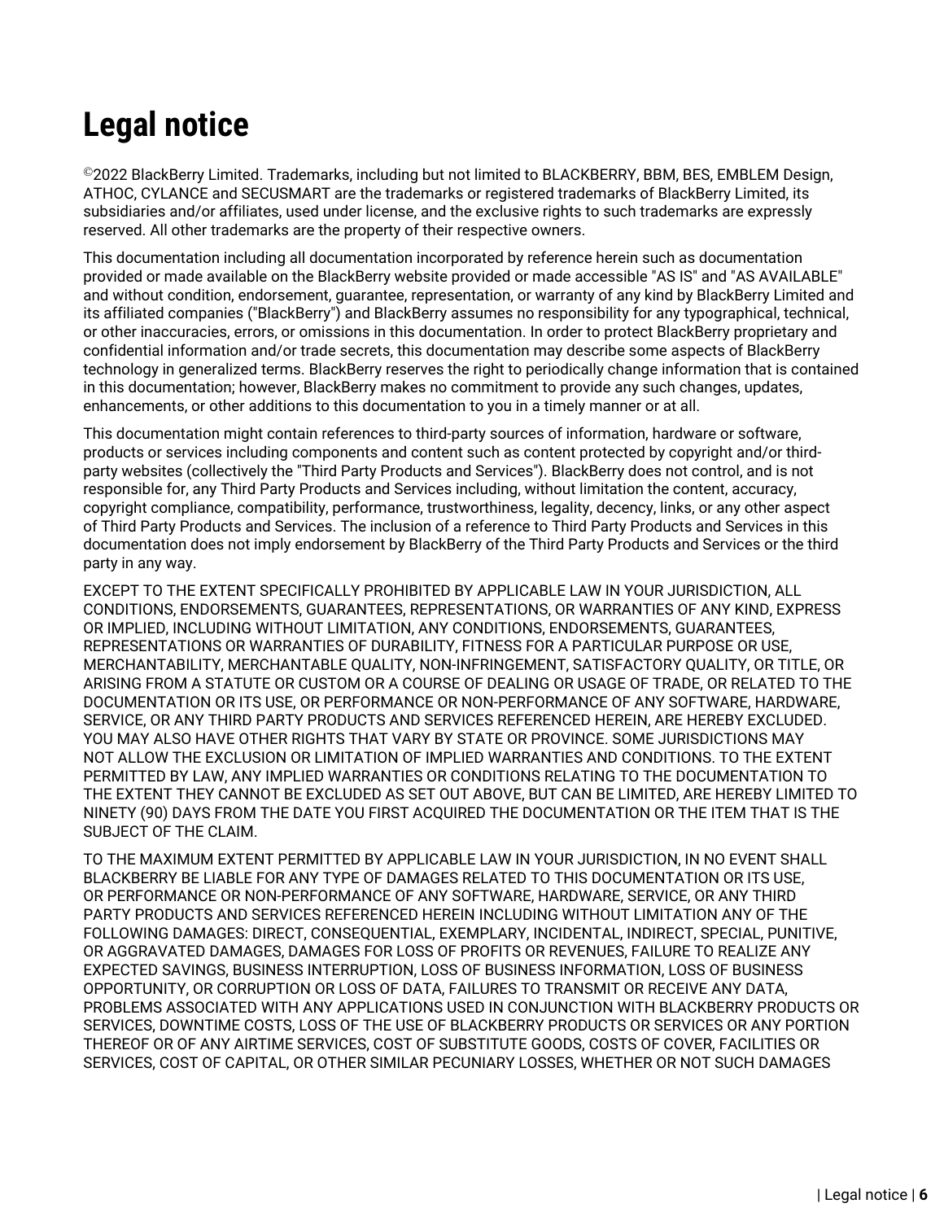# Legal notice

©2022 BlackBerry Limited. Trademarks, including but not limited to BLACKBERRY, BBM, BES, EMBLEM Design, ATHOC, CYLANCE and SECUSMART are the trademarks or registered trademarks of BlackBerry Limited, its subsidiaries and/or affiliates, used under license, and the exclusive rights to such trademarks are expressly reserved. All other trademarks are the property of their respective owners.

This documentation including all documentation incorporated by reference herein such as documentation provided or made available on the BlackBerry website provided or made accessible "AS IS" and "AS AVAILABLE" and without condition, endorsement, guarantee, representation, or warranty of any kind by BlackBerry Limited and its affiliated companies ("BlackBerry") and BlackBerry assumes no responsibility for any typographical, technical, or other inaccuracies, errors, or omissions in this documentation. In order to protect BlackBerry proprietary and confidential information and/or trade secrets, this documentation may describe some aspects of BlackBerry technology in generalized terms. BlackBerry reserves the right to periodically change information that is contained in this documentation; however, BlackBerry makes no commitment to provide any such changes, updates, enhancements, or other additions to this documentation to you in a timely manner or at all.

This documentation might contain references to third-party sources of information, hardware or software, products or services including components and content such as content protected by copyright and/or third-party websites (collectively the "Third Party Products and Services"). BlackBerry does not control, and is not responsible for, any Third Party Products and Services including, without limitation the content, accuracy, copyright compliance, compatibility, performance, trustworthiness, legality, decency, links, or any other aspect of Third Party Products and Services. The inclusion of a reference to Third Party Products and Services in this documentation does not imply endorsement by BlackBerry of the Third Party Products and Services or the third party in any way.

EXCEPT TO THE EXTENT SPECIFICALLY PROHIBITED BY APPLICABLE LAW IN YOUR JURISDICTION, ALL CONDITIONS, ENDORSEMENTS, GUARANTEES, REPRESENTATIONS, OR WARRANTIES OF ANY KIND, EXPRESS OR IMPLIED, INCLUDING WITHOUT LIMITATION, ANY CONDITIONS, ENDORSEMENTS, GUARANTEES, REPRESENTATIONS OR WARRANTIES OF DURABILITY, FITNESS FOR A PARTICULAR PURPOSE OR USE, MERCHANTABILITY, MERCHANTABLE QUALITY, NON-INFRINGEMENT, SATISFACTORY QUALITY, OR TITLE, OR ARISING FROM A STATUTE OR CUSTOM OR A COURSE OF DEALING OR USAGE OF TRADE, OR RELATED TO THE DOCUMENTATION OR ITS USE, OR PERFORMANCE OR NON-PERFORMANCE OF ANY SOFTWARE, HARDWARE, SERVICE, OR ANY THIRD PARTY PRODUCTS AND SERVICES REFERENCED HEREIN, ARE HEREBY EXCLUDED. YOU MAY ALSO HAVE OTHER RIGHTS THAT VARY BY STATE OR PROVINCE. SOME JURISDICTIONS MAY NOT ALLOW THE EXCLUSION OR LIMITATION OF IMPLIED WARRANTIES AND CONDITIONS. TO THE EXTENT PERMITTED BY LAW, ANY IMPLIED WARRANTIES OR CONDITIONS RELATING TO THE DOCUMENTATION TO THE EXTENT THEY CANNOT BE EXCLUDED AS SET OUT ABOVE, BUT CAN BE LIMITED, ARE HEREBY LIMITED TO NINETY (90) DAYS FROM THE DATE YOU FIRST ACQUIRED THE DOCUMENTATION OR THE ITEM THAT IS THE SUBJECT OF THE CLAIM.

TO THE MAXIMUM EXTENT PERMITTED BY APPLICABLE LAW IN YOUR JURISDICTION, IN NO EVENT SHALL BLACKBERRY BE LIABLE FOR ANY TYPE OF DAMAGES RELATED TO THIS DOCUMENTATION OR ITS USE, OR PERFORMANCE OR NON-PERFORMANCE OF ANY SOFTWARE, HARDWARE, SERVICE, OR ANY THIRD PARTY PRODUCTS AND SERVICES REFERENCED HEREIN INCLUDING WITHOUT LIMITATION ANY OF THE FOLLOWING DAMAGES: DIRECT, CONSEQUENTIAL, EXEMPLARY, INCIDENTAL, INDIRECT, SPECIAL, PUNITIVE, OR AGGRAVATED DAMAGES, DAMAGES FOR LOSS OF PROFITS OR REVENUES, FAILURE TO REALIZE ANY EXPECTED SAVINGS, BUSINESS INTERRUPTION, LOSS OF BUSINESS INFORMATION, LOSS OF BUSINESS OPPORTUNITY, OR CORRUPTION OR LOSS OF DATA, FAILURES TO TRANSMIT OR RECEIVE ANY DATA, PROBLEMS ASSOCIATED WITH ANY APPLICATIONS USED IN CONJUNCTION WITH BLACKBERRY PRODUCTS OR SERVICES, DOWNTIME COSTS, LOSS OF THE USE OF BLACKBERRY PRODUCTS OR SERVICES OR ANY PORTION THEREOF OR OF ANY AIRTIME SERVICES, COST OF SUBSTITUTE GOODS, COSTS OF COVER, FACILITIES OR SERVICES, COST OF CAPITAL, OR OTHER SIMILAR PECUNIARY LOSSES, WHETHER OR NOT SUCH DAMAGES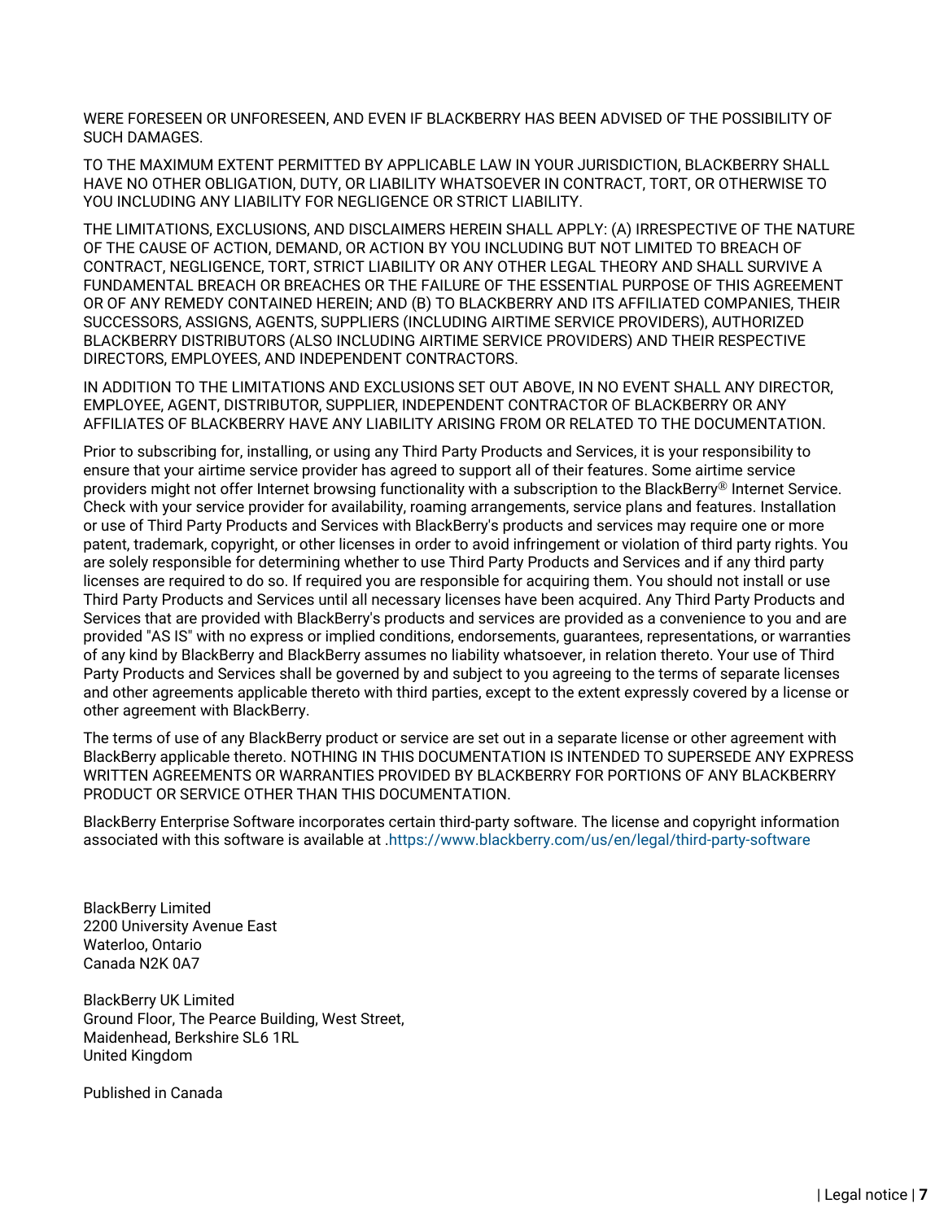WERE FORESEEN OR UNFORESEEN, AND EVEN IF BLACKBERRY HAS BEEN ADVISED OF THE POSSIBILITY OF SUCH DAMAGES.

TO THE MAXIMUM EXTENT PERMITTED BY APPLICABLE LAW IN YOUR JURISDICTION, BLACKBERRY SHALL HAVE NO OTHER OBLIGATION, DUTY, OR LIABILITY WHATSOEVER IN CONTRACT, TORT, OR OTHERWISE TO YOU INCLUDING ANY LIABILITY FOR NEGLIGENCE OR STRICT LIABILITY.

THE LIMITATIONS, EXCLUSIONS, AND DISCLAIMERS HEREIN SHALL APPLY: (A) IRRESPECTIVE OF THE NATURE OF THE CAUSE OF ACTION, DEMAND, OR ACTION BY YOU INCLUDING BUT NOT LIMITED TO BREACH OF CONTRACT, NEGLIGENCE, TORT, STRICT LIABILITY OR ANY OTHER LEGAL THEORY AND SHALL SURVIVE A FUNDAMENTAL BREACH OR BREACHES OR THE FAILURE OF THE ESSENTIAL PURPOSE OF THIS AGREEMENT OR OF ANY REMEDY CONTAINED HEREIN; AND (B) TO BLACKBERRY AND ITS AFFILIATED COMPANIES, THEIR SUCCESSORS, ASSIGNS, AGENTS, SUPPLIERS (INCLUDING AIRTIME SERVICE PROVIDERS), AUTHORIZED BLACKBERRY DISTRIBUTORS (ALSO INCLUDING AIRTIME SERVICE PROVIDERS) AND THEIR RESPECTIVE DIRECTORS, EMPLOYEES, AND INDEPENDENT CONTRACTORS.

IN ADDITION TO THE LIMITATIONS AND EXCLUSIONS SET OUT ABOVE, IN NO EVENT SHALL ANY DIRECTOR, EMPLOYEE, AGENT, DISTRIBUTOR, SUPPLIER, INDEPENDENT CONTRACTOR OF BLACKBERRY OR ANY AFFILIATES OF BLACKBERRY HAVE ANY LIABILITY ARISING FROM OR RELATED TO THE DOCUMENTATION.

Prior to subscribing for, installing, or using any Third Party Products and Services, it is your responsibility to ensure that your airtime service provider has agreed to support all of their features. Some airtime service providers might not offer Internet browsing functionality with a subscription to the BlackBerry® Internet Service. Check with your service provider for availability, roaming arrangements, service plans and features. Installation or use of Third Party Products and Services with BlackBerry's products and services may require one or more patent, trademark, copyright, or other licenses in order to avoid infringement or violation of third party rights. You are solely responsible for determining whether to use Third Party Products and Services and if any third party licenses are required to do so. If required you are responsible for acquiring them. You should not install or use Third Party Products and Services until all necessary licenses have been acquired. Any Third Party Products and Services that are provided with BlackBerry's products and services are provided as a convenience to you and are provided "AS IS" with no express or implied conditions, endorsements, guarantees, representations, or warranties of any kind by BlackBerry and BlackBerry assumes no liability whatsoever, in relation thereto. Your use of Third Party Products and Services shall be governed by and subject to you agreeing to the terms of separate licenses and other agreements applicable thereto with third parties, except to the extent expressly covered by a license or other agreement with BlackBerry.

The terms of use of any BlackBerry product or service are set out in a separate license or other agreement with BlackBerry applicable thereto. NOTHING IN THIS DOCUMENTATION IS INTENDED TO SUPERSEDE ANY EXPRESS WRITTEN AGREEMENTS OR WARRANTIES PROVIDED BY BLACKBERRY FOR PORTIONS OF ANY BLACKBERRY PRODUCT OR SERVICE OTHER THAN THIS DOCUMENTATION.

BlackBerry Enterprise Software incorporates certain third-party software. The license and copyright information associated with this software is available at .https://www.blackberry.com/us/en/legal/third-party-software

BlackBerry Limited
2200 University Avenue East
Waterloo, Ontario
Canada N2K 0A7

BlackBerry UK Limited
Ground Floor, The Pearce Building, West Street,
Maidenhead, Berkshire SL6 1RL
United Kingdom

Published in Canada